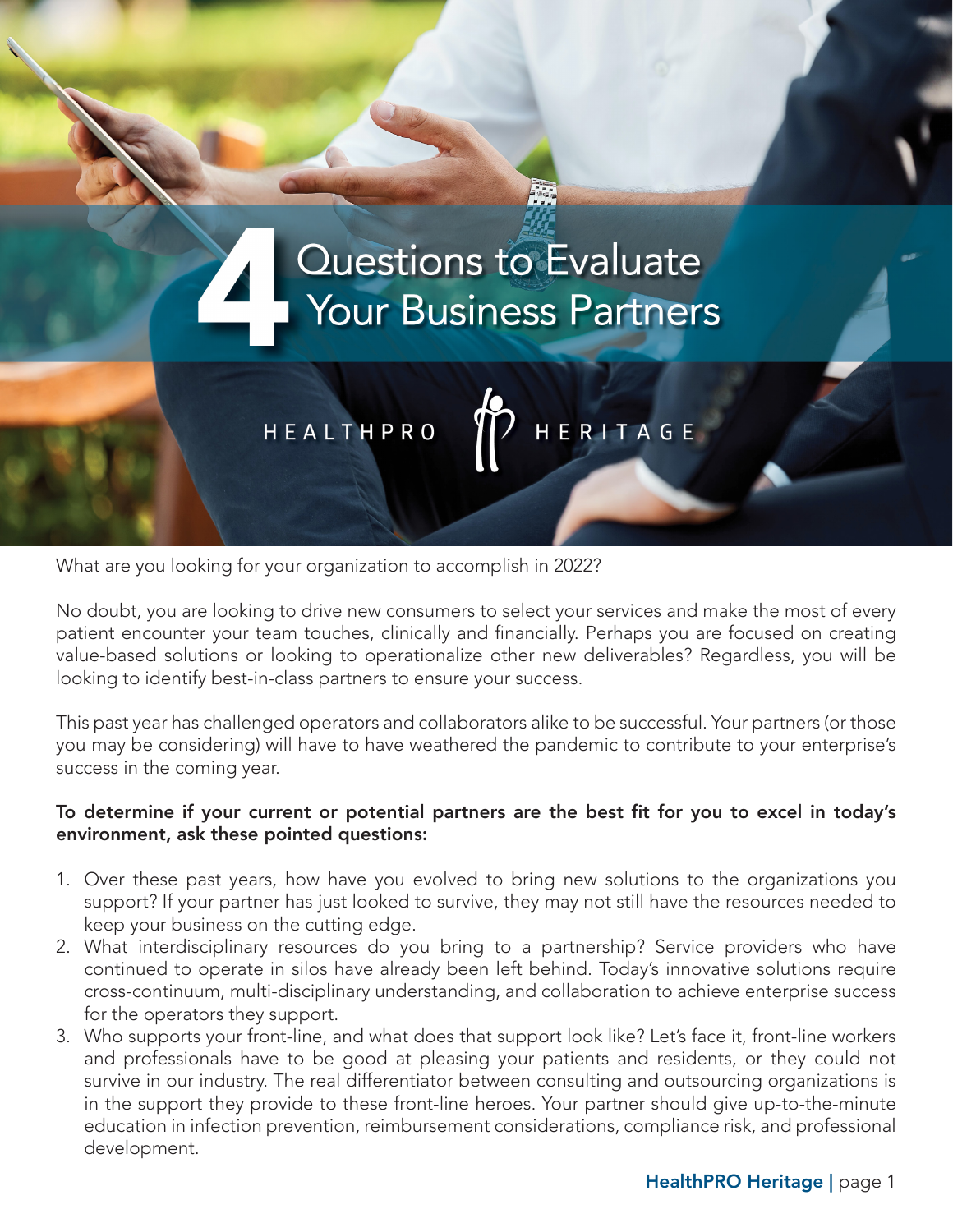# 4 Questions to Evaluate Your Business Partners

HEALTHPRO HERITAGE

What are you looking for your organization to accomplish in 2022?

No doubt, you are looking to drive new consumers to select your services and make the most of every patient encounter your team touches, clinically and financially. Perhaps you are focused on creating value-based solutions or looking to operationalize other new deliverables? Regardless, you will be looking to identify best-in-class partners to ensure your success.

This past year has challenged operators and collaborators alike to be successful. Your partners (or those you may be considering) will have to have weathered the pandemic to contribute to your enterprise's success in the coming year.

**To determine if your current or potential partners are the best fit for you to excel in today's environment, ask these pointed questions:**

1. Over these past years, how have you evolved to bring new solutions to the organizations you support? If your partner has just looked to survive, they may not still have the resources needed to keep your business on the cutting edge.
2. What interdisciplinary resources do you bring to a partnership? Service providers who have continued to operate in silos have already been left behind. Today's innovative solutions require cross-continuum, multi-disciplinary understanding, and collaboration to achieve enterprise success for the operators they support.
3. Who supports your front-line, and what does that support look like? Let's face it, front-line workers and professionals have to be good at pleasing your patients and residents, or they could not survive in our industry. The real differentiator between consulting and outsourcing organizations is in the support they provide to these front-line heroes. Your partner should give up-to-the-minute education in infection prevention, reimbursement considerations, compliance risk, and professional development.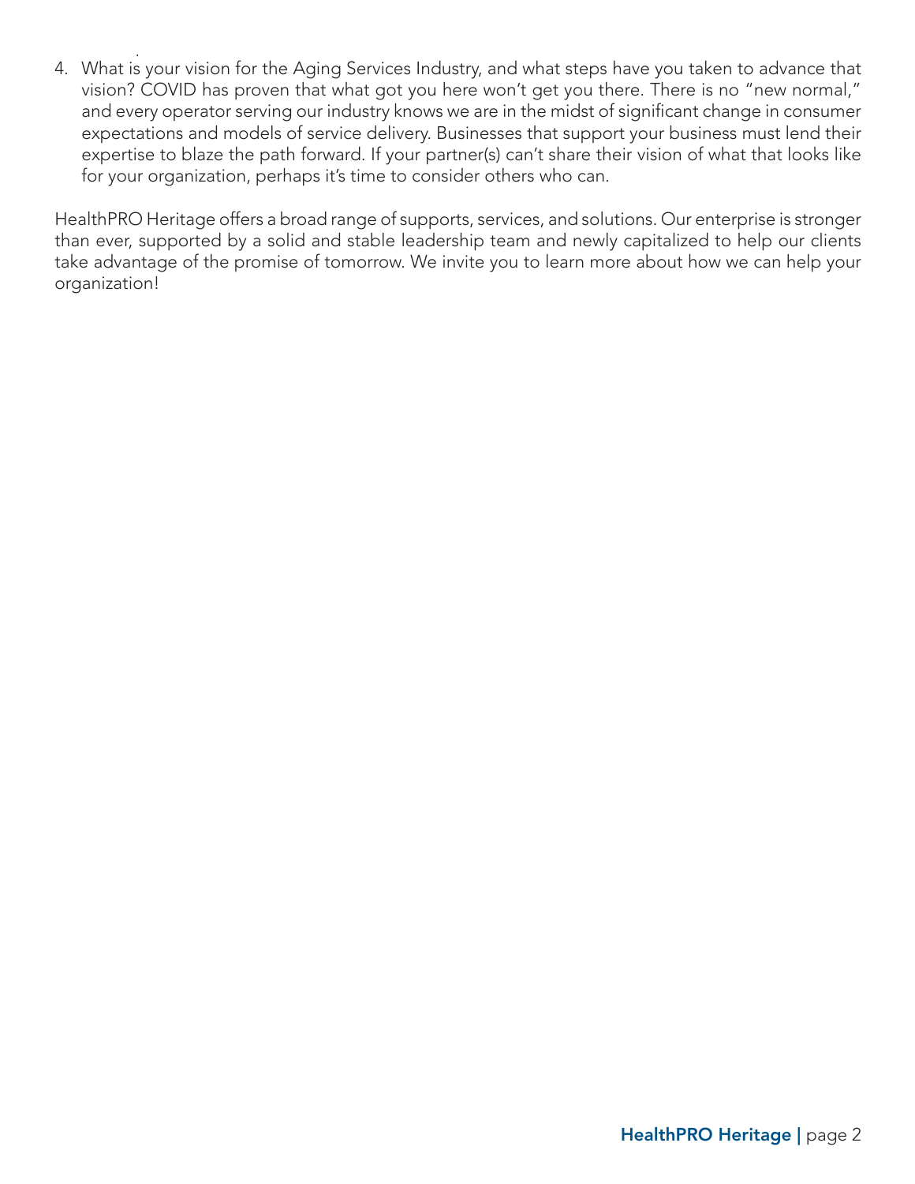4. What is your vision for the Aging Services Industry, and what steps have you taken to advance that vision? COVID has proven that what got you here won't get you there. There is no "new normal," and every operator serving our industry knows we are in the midst of significant change in consumer expectations and models of service delivery. Businesses that support your business must lend their expertise to blaze the path forward. If your partner(s) can't share their vision of what that looks like for your organization, perhaps it's time to consider others who can.

HealthPRO Heritage offers a broad range of supports, services, and solutions. Our enterprise is stronger than ever, supported by a solid and stable leadership team and newly capitalized to help our clients take advantage of the promise of tomorrow. We invite you to learn more about how we can help your organization!